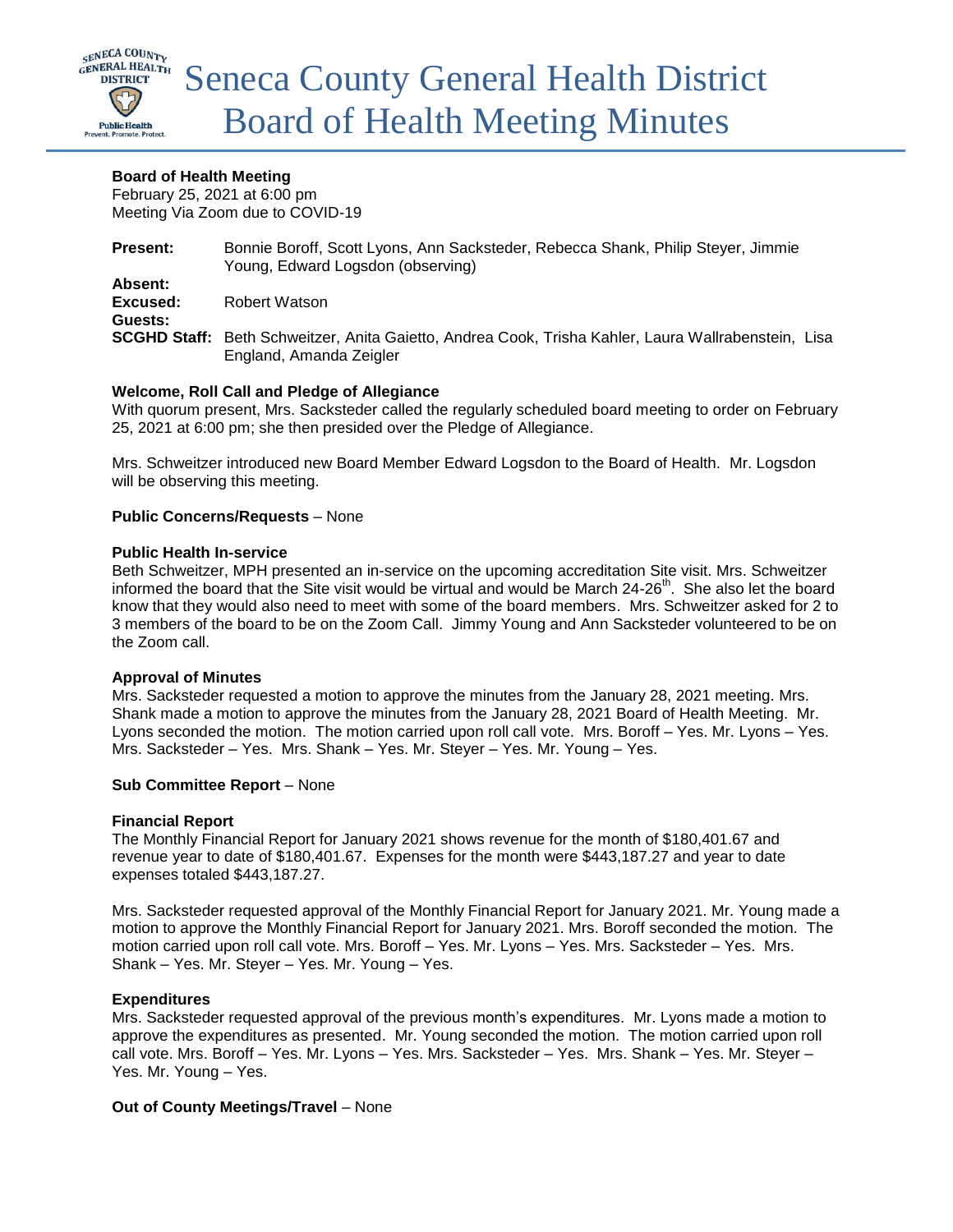# Seneca County General Health District Board of Health Meeting Minutes

**Board of Health Meeting**
February 25, 2021 at 6:00 pm
Meeting Via Zoom due to COVID-19

**Present:** Bonnie Boroff, Scott Lyons, Ann Sacksteder, Rebecca Shank, Philip Steyer, Jimmie Young, Edward Logsdon (observing)
**Absent:**
**Excused:** Robert Watson
**Guests:**
**SCGHD Staff:** Beth Schweitzer, Anita Gaietto, Andrea Cook, Trisha Kahler, Laura Wallrabenstein, Lisa England, Amanda Zeigler

**Welcome, Roll Call and Pledge of Allegiance**
With quorum present, Mrs. Sacksteder called the regularly scheduled board meeting to order on February 25, 2021 at 6:00 pm; she then presided over the Pledge of Allegiance.

Mrs. Schweitzer introduced new Board Member Edward Logsdon to the Board of Health. Mr. Logsdon will be observing this meeting.

**Public Concerns/Requests** – None

**Public Health In-service**
Beth Schweitzer, MPH presented an in-service on the upcoming accreditation Site visit. Mrs. Schweitzer informed the board that the Site visit would be virtual and would be March 24-26th. She also let the board know that they would also need to meet with some of the board members. Mrs. Schweitzer asked for 2 to 3 members of the board to be on the Zoom Call. Jimmy Young and Ann Sacksteder volunteered to be on the Zoom call.

**Approval of Minutes**
Mrs. Sacksteder requested a motion to approve the minutes from the January 28, 2021 meeting. Mrs. Shank made a motion to approve the minutes from the January 28, 2021 Board of Health Meeting. Mr. Lyons seconded the motion. The motion carried upon roll call vote. Mrs. Boroff – Yes. Mr. Lyons – Yes. Mrs. Sacksteder – Yes. Mrs. Shank – Yes. Mr. Steyer – Yes. Mr. Young – Yes.

**Sub Committee Report** – None

**Financial Report**
The Monthly Financial Report for January 2021 shows revenue for the month of $180,401.67 and revenue year to date of $180,401.67. Expenses for the month were $443,187.27 and year to date expenses totaled $443,187.27.

Mrs. Sacksteder requested approval of the Monthly Financial Report for January 2021. Mr. Young made a motion to approve the Monthly Financial Report for January 2021. Mrs. Boroff seconded the motion. The motion carried upon roll call vote. Mrs. Boroff – Yes. Mr. Lyons – Yes. Mrs. Sacksteder – Yes. Mrs. Shank – Yes. Mr. Steyer – Yes. Mr. Young – Yes.

**Expenditures**
Mrs. Sacksteder requested approval of the previous month's expenditures. Mr. Lyons made a motion to approve the expenditures as presented. Mr. Young seconded the motion. The motion carried upon roll call vote. Mrs. Boroff – Yes. Mr. Lyons – Yes. Mrs. Sacksteder – Yes. Mrs. Shank – Yes. Mr. Steyer – Yes. Mr. Young – Yes.

**Out of County Meetings/Travel** – None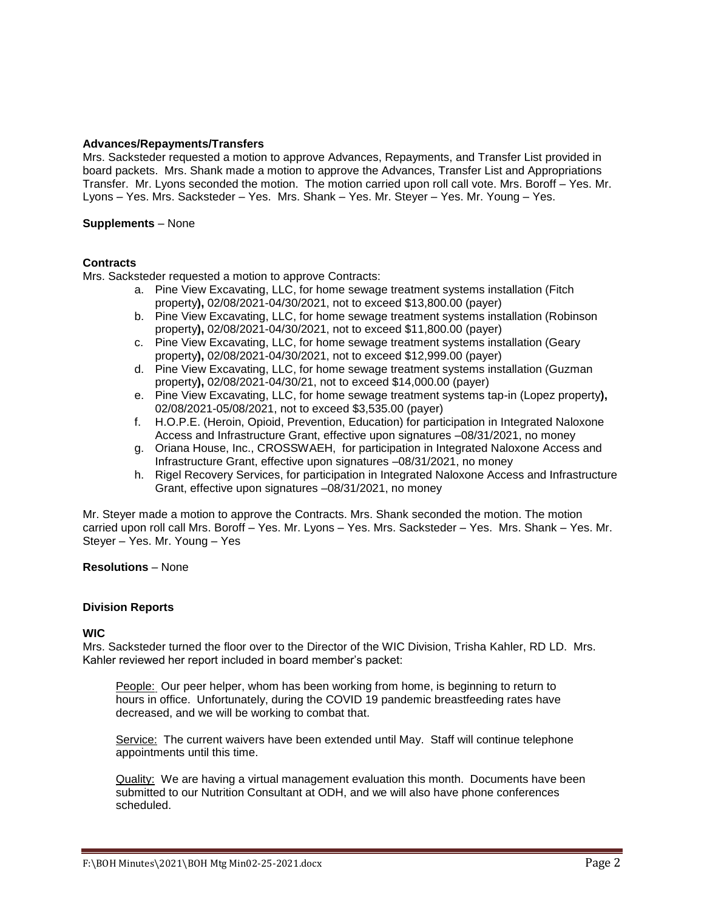**Advances/Repayments/Transfers**

Mrs. Sacksteder requested a motion to approve Advances, Repayments, and Transfer List provided in board packets. Mrs. Shank made a motion to approve the Advances, Transfer List and Appropriations Transfer. Mr. Lyons seconded the motion. The motion carried upon roll call vote. Mrs. Boroff – Yes. Mr. Lyons – Yes. Mrs. Sacksteder – Yes. Mrs. Shank – Yes. Mr. Steyer – Yes. Mr. Young – Yes.

**Supplements** – None

**Contracts**

Mrs. Sacksteder requested a motion to approve Contracts:

a. Pine View Excavating, LLC, for home sewage treatment systems installation (Fitch property**),** 02/08/2021-04/30/2021, not to exceed $13,800.00 (payer)
b. Pine View Excavating, LLC, for home sewage treatment systems installation (Robinson property**),** 02/08/2021-04/30/2021, not to exceed $11,800.00 (payer)
c. Pine View Excavating, LLC, for home sewage treatment systems installation (Geary property**),** 02/08/2021-04/30/2021, not to exceed $12,999.00 (payer)
d. Pine View Excavating, LLC, for home sewage treatment systems installation (Guzman property**),** 02/08/2021-04/30/21, not to exceed $14,000.00 (payer)
e. Pine View Excavating, LLC, for home sewage treatment systems tap-in (Lopez property**),** 02/08/2021-05/08/2021, not to exceed $3,535.00 (payer)
f. H.O.P.E. (Heroin, Opioid, Prevention, Education) for participation in Integrated Naloxone Access and Infrastructure Grant, effective upon signatures –08/31/2021, no money
g. Oriana House, Inc., CROSSWAEH, for participation in Integrated Naloxone Access and Infrastructure Grant, effective upon signatures –08/31/2021, no money
h. Rigel Recovery Services, for participation in Integrated Naloxone Access and Infrastructure Grant, effective upon signatures –08/31/2021, no money

Mr. Steyer made a motion to approve the Contracts. Mrs. Shank seconded the motion. The motion carried upon roll call Mrs. Boroff – Yes. Mr. Lyons – Yes. Mrs. Sacksteder – Yes. Mrs. Shank – Yes. Mr. Steyer – Yes. Mr. Young – Yes

**Resolutions** – None

**Division Reports**

**WIC**

Mrs. Sacksteder turned the floor over to the Director of the WIC Division, Trisha Kahler, RD LD. Mrs. Kahler reviewed her report included in board member's packet:

People: Our peer helper, whom has been working from home, is beginning to return to hours in office. Unfortunately, during the COVID 19 pandemic breastfeeding rates have decreased, and we will be working to combat that.

Service: The current waivers have been extended until May. Staff will continue telephone appointments until this time.

Quality: We are having a virtual management evaluation this month. Documents have been submitted to our Nutrition Consultant at ODH, and we will also have phone conferences scheduled.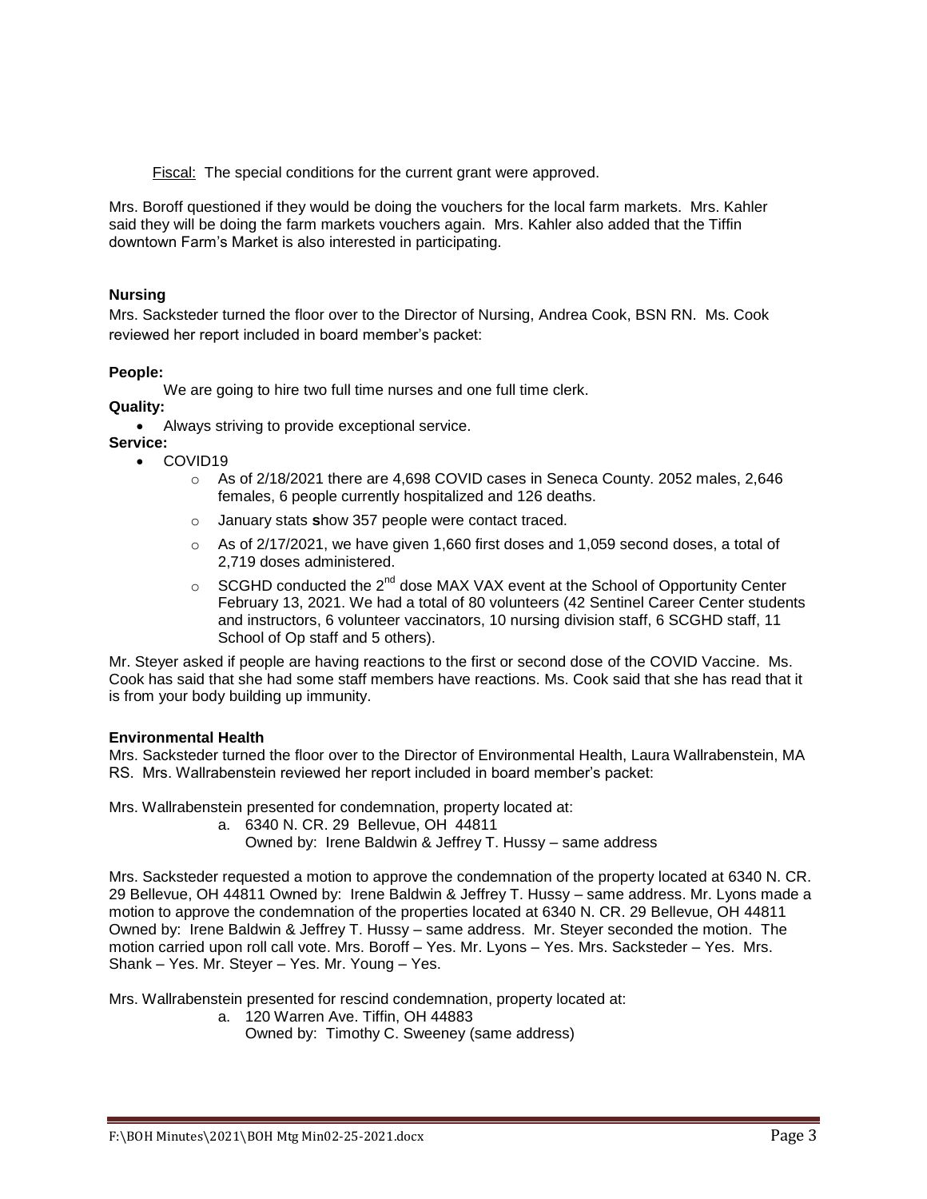Fiscal: The special conditions for the current grant were approved.

Mrs. Boroff questioned if they would be doing the vouchers for the local farm markets. Mrs. Kahler said they will be doing the farm markets vouchers again. Mrs. Kahler also added that the Tiffin downtown Farm's Market is also interested in participating.

**Nursing**

Mrs. Sacksteder turned the floor over to the Director of Nursing, Andrea Cook, BSN RN. Ms. Cook reviewed her report included in board member's packet:

**People:**

We are going to hire two full time nurses and one full time clerk.

**Quality:**

- Always striving to provide exceptional service.

**Service:**

- COVID19
  - As of 2/18/2021 there are 4,698 COVID cases in Seneca County. 2052 males, 2,646 females, 6 people currently hospitalized and 126 deaths.
  - January stats **s**how 357 people were contact traced.
  - As of 2/17/2021, we have given 1,660 first doses and 1,059 second doses, a total of 2,719 doses administered.
  - SCGHD conducted the 2nd dose MAX VAX event at the School of Opportunity Center February 13, 2021. We had a total of 80 volunteers (42 Sentinel Career Center students and instructors, 6 volunteer vaccinators, 10 nursing division staff, 6 SCGHD staff, 11 School of Op staff and 5 others).

Mr. Steyer asked if people are having reactions to the first or second dose of the COVID Vaccine. Ms. Cook has said that she had some staff members have reactions. Ms. Cook said that she has read that it is from your body building up immunity.

**Environmental Health**

Mrs. Sacksteder turned the floor over to the Director of Environmental Health, Laura Wallrabenstein, MA RS. Mrs. Wallrabenstein reviewed her report included in board member's packet:

Mrs. Wallrabenstein presented for condemnation, property located at:

a. 6340 N. CR. 29 Bellevue, OH 44811
   Owned by: Irene Baldwin & Jeffrey T. Hussy – same address

Mrs. Sacksteder requested a motion to approve the condemnation of the property located at 6340 N. CR. 29 Bellevue, OH 44811 Owned by: Irene Baldwin & Jeffrey T. Hussy – same address. Mr. Lyons made a motion to approve the condemnation of the properties located at 6340 N. CR. 29 Bellevue, OH 44811 Owned by: Irene Baldwin & Jeffrey T. Hussy – same address. Mr. Steyer seconded the motion. The motion carried upon roll call vote. Mrs. Boroff – Yes. Mr. Lyons – Yes. Mrs. Sacksteder – Yes. Mrs. Shank – Yes. Mr. Steyer – Yes. Mr. Young – Yes.

Mrs. Wallrabenstein presented for rescind condemnation, property located at:

a. 120 Warren Ave. Tiffin, OH 44883
   Owned by: Timothy C. Sweeney (same address)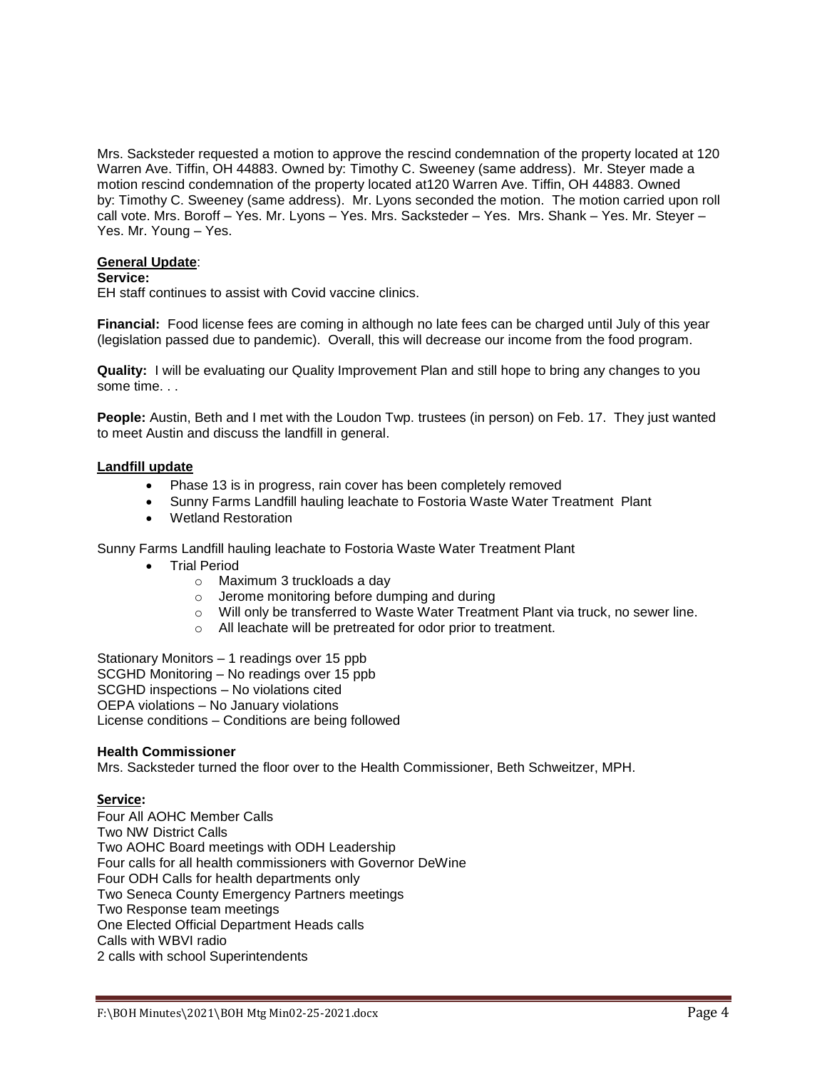Mrs. Sacksteder requested a motion to approve the rescind condemnation of the property located at 120 Warren Ave. Tiffin, OH 44883. Owned by: Timothy C. Sweeney (same address). Mr. Steyer made a motion rescind condemnation of the property located at120 Warren Ave. Tiffin, OH 44883. Owned by: Timothy C. Sweeney (same address). Mr. Lyons seconded the motion. The motion carried upon roll call vote. Mrs. Boroff – Yes. Mr. Lyons – Yes. Mrs. Sacksteder – Yes. Mrs. Shank – Yes. Mr. Steyer – Yes. Mr. Young – Yes.

**General Update**:

**Service:**
EH staff continues to assist with Covid vaccine clinics.

**Financial:** Food license fees are coming in although no late fees can be charged until July of this year (legislation passed due to pandemic). Overall, this will decrease our income from the food program.

**Quality:** I will be evaluating our Quality Improvement Plan and still hope to bring any changes to you some time. . .

**People:** Austin, Beth and I met with the Loudon Twp. trustees (in person) on Feb. 17. They just wanted to meet Austin and discuss the landfill in general.

**Landfill update**

- Phase 13 is in progress, rain cover has been completely removed
- Sunny Farms Landfill hauling leachate to Fostoria Waste Water Treatment Plant
- Wetland Restoration

Sunny Farms Landfill hauling leachate to Fostoria Waste Water Treatment Plant

- Trial Period
  - Maximum 3 truckloads a day
  - Jerome monitoring before dumping and during
  - Will only be transferred to Waste Water Treatment Plant via truck, no sewer line.
  - All leachate will be pretreated for odor prior to treatment.

Stationary Monitors – 1 readings over 15 ppb
SCGHD Monitoring – No readings over 15 ppb
SCGHD inspections – No violations cited
OEPA violations – No January violations
License conditions – Conditions are being followed

**Health Commissioner**
Mrs. Sacksteder turned the floor over to the Health Commissioner, Beth Schweitzer, MPH.

**Service:**
Four All AOHC Member Calls
Two NW District Calls
Two AOHC Board meetings with ODH Leadership
Four calls for all health commissioners with Governor DeWine
Four ODH Calls for health departments only
Two Seneca County Emergency Partners meetings
Two Response team meetings
One Elected Official Department Heads calls
Calls with WBVI radio
2 calls with school Superintendents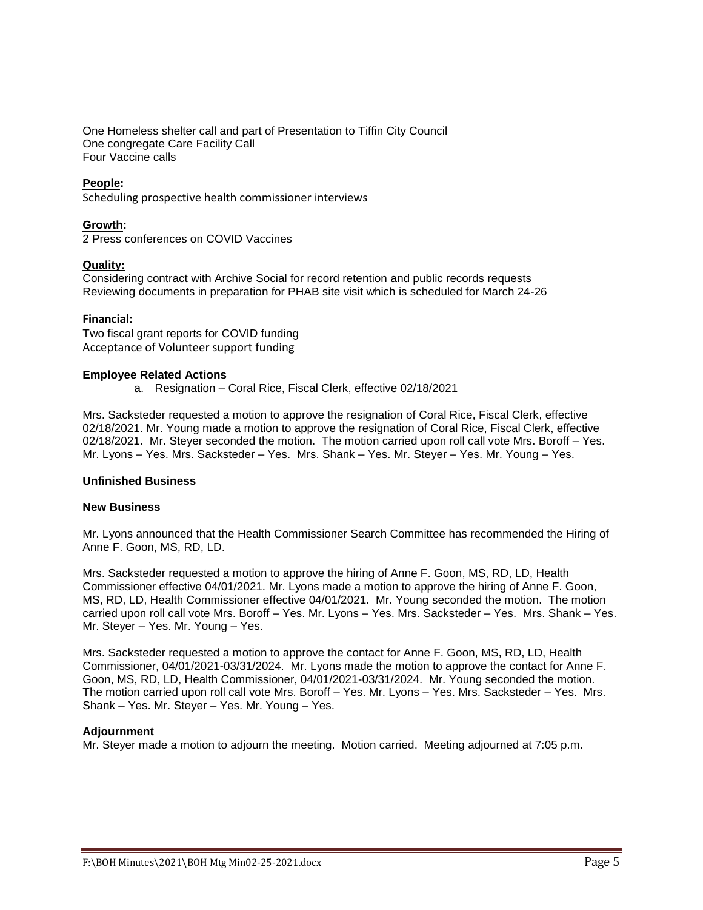One Homeless shelter call and part of Presentation to Tiffin City Council
One congregate Care Facility Call
Four Vaccine calls

**People:**
Scheduling prospective health commissioner interviews

**Growth:**
2 Press conferences on COVID Vaccines

**Quality:**
Considering contract with Archive Social for record retention and public records requests
Reviewing documents in preparation for PHAB site visit which is scheduled for March 24-26

**Financial:**
Two fiscal grant reports for COVID funding
Acceptance of Volunteer support funding

**Employee Related Actions**

a. Resignation – Coral Rice, Fiscal Clerk, effective 02/18/2021

Mrs. Sacksteder requested a motion to approve the resignation of Coral Rice, Fiscal Clerk, effective 02/18/2021. Mr. Young made a motion to approve the resignation of Coral Rice, Fiscal Clerk, effective 02/18/2021. Mr. Steyer seconded the motion. The motion carried upon roll call vote Mrs. Boroff – Yes. Mr. Lyons – Yes. Mrs. Sacksteder – Yes. Mrs. Shank – Yes. Mr. Steyer – Yes. Mr. Young – Yes.

**Unfinished Business**

**New Business**

Mr. Lyons announced that the Health Commissioner Search Committee has recommended the Hiring of Anne F. Goon, MS, RD, LD.

Mrs. Sacksteder requested a motion to approve the hiring of Anne F. Goon, MS, RD, LD, Health Commissioner effective 04/01/2021. Mr. Lyons made a motion to approve the hiring of Anne F. Goon, MS, RD, LD, Health Commissioner effective 04/01/2021. Mr. Young seconded the motion. The motion carried upon roll call vote Mrs. Boroff – Yes. Mr. Lyons – Yes. Mrs. Sacksteder – Yes. Mrs. Shank – Yes. Mr. Steyer – Yes. Mr. Young – Yes.

Mrs. Sacksteder requested a motion to approve the contact for Anne F. Goon, MS, RD, LD, Health Commissioner, 04/01/2021-03/31/2024. Mr. Lyons made the motion to approve the contact for Anne F. Goon, MS, RD, LD, Health Commissioner, 04/01/2021-03/31/2024. Mr. Young seconded the motion. The motion carried upon roll call vote Mrs. Boroff – Yes. Mr. Lyons – Yes. Mrs. Sacksteder – Yes. Mrs. Shank – Yes. Mr. Steyer – Yes. Mr. Young – Yes.

**Adjournment**
Mr. Steyer made a motion to adjourn the meeting. Motion carried. Meeting adjourned at 7:05 p.m.